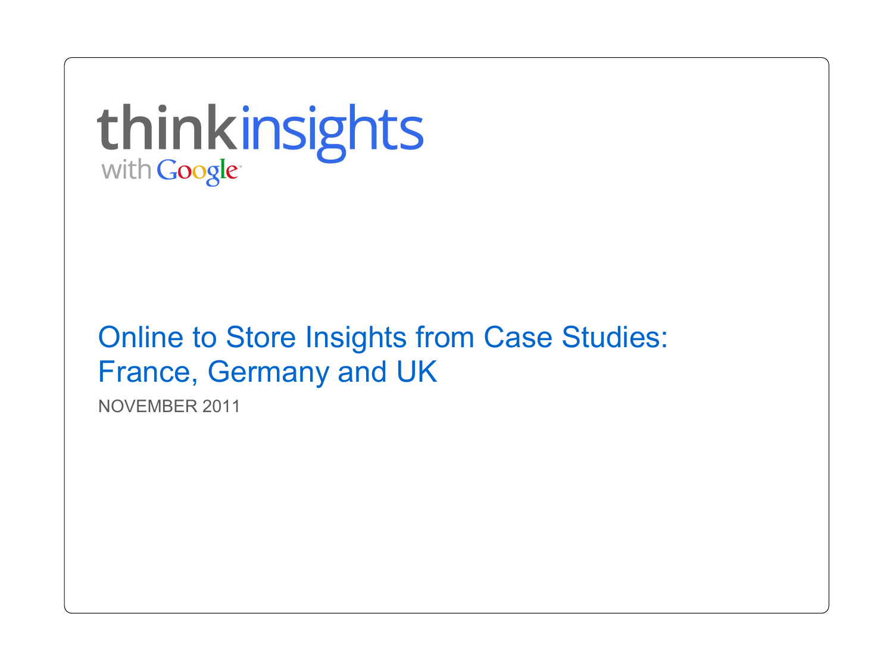thinkinsights with Google

# Online to Store Insights from Case Studies: France, Germany and UK

NOVEMBER 2011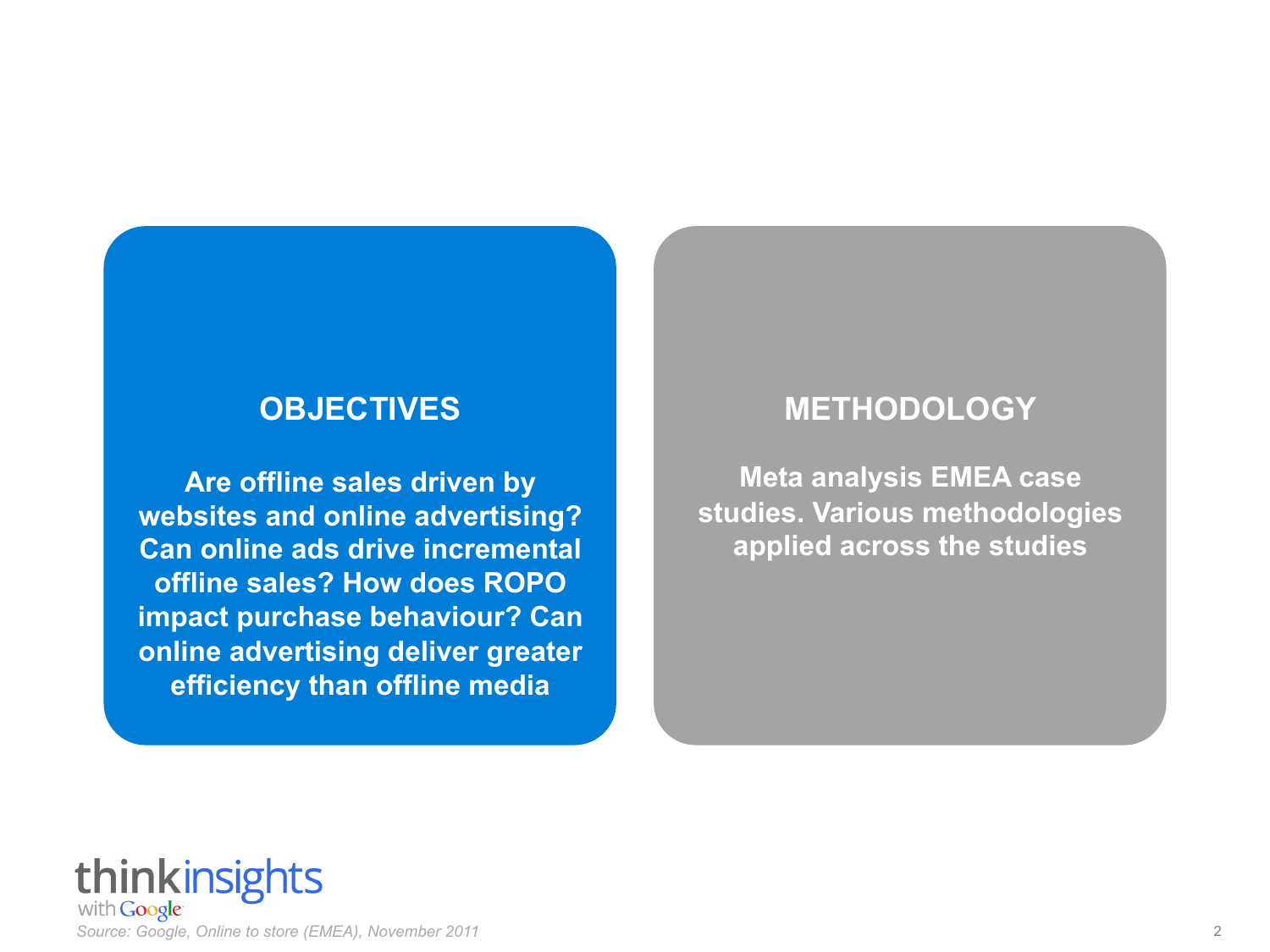## OBJECTIVES

**Are offline sales driven by websites and online advertising? Can online ads drive incremental offline sales? How does ROPO impact purchase behaviour? Can online advertising deliver greater efficiency than offline media**

## METHODOLOGY

**Meta analysis EMEA case studies. Various methodologies applied across the studies**

*Source: Google, Online to store (EMEA), November 2011*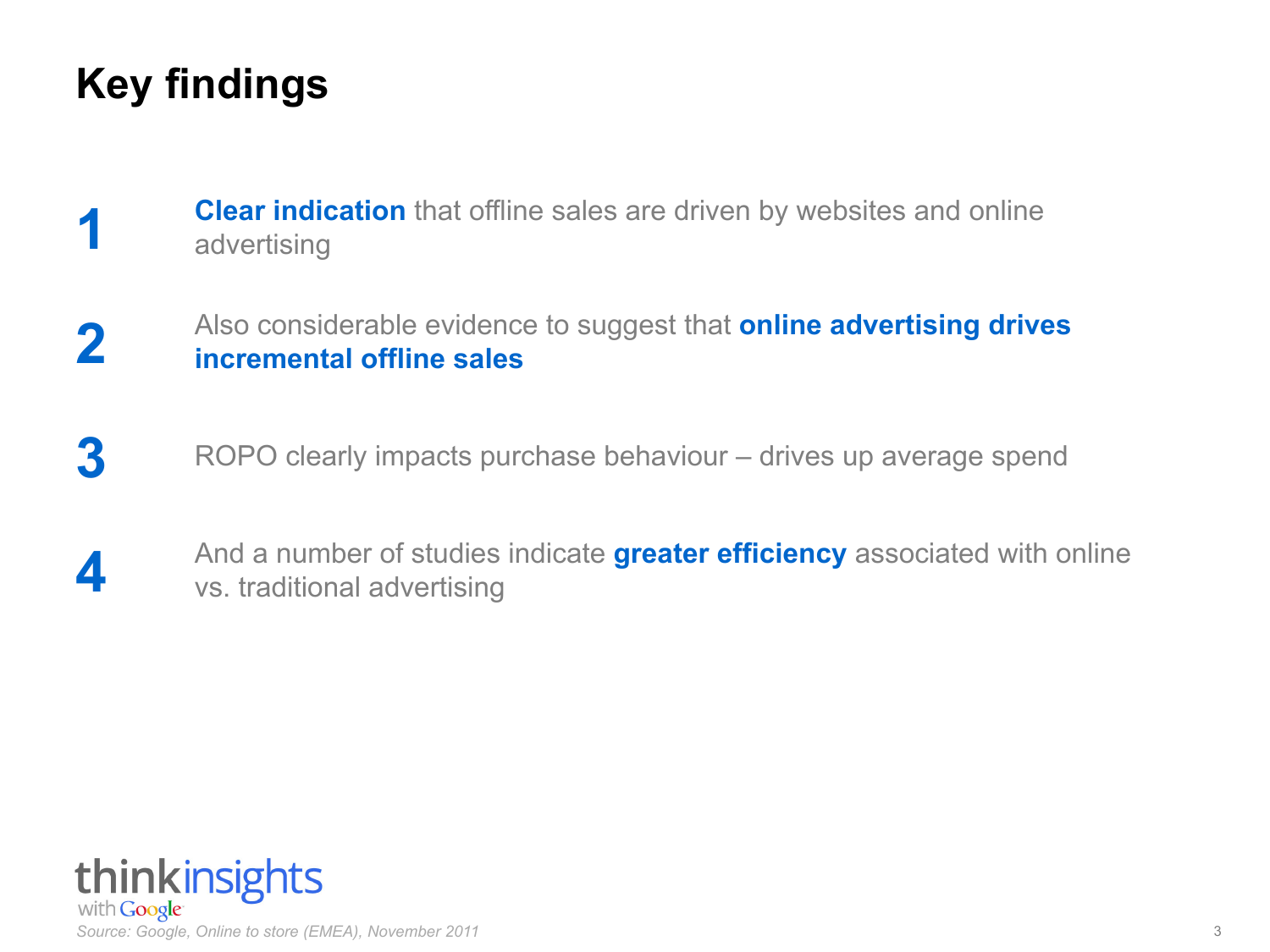# Key findings

1. **Clear indication** that offline sales are driven by websites and online advertising

2. Also considerable evidence to suggest that **online advertising drives incremental offline sales**

3. ROPO clearly impacts purchase behaviour – drives up average spend

4. And a number of studies indicate **greater efficiency** associated with online vs. traditional advertising

thinkinsights with Google

*Source: Google, Online to store (EMEA), November 2011*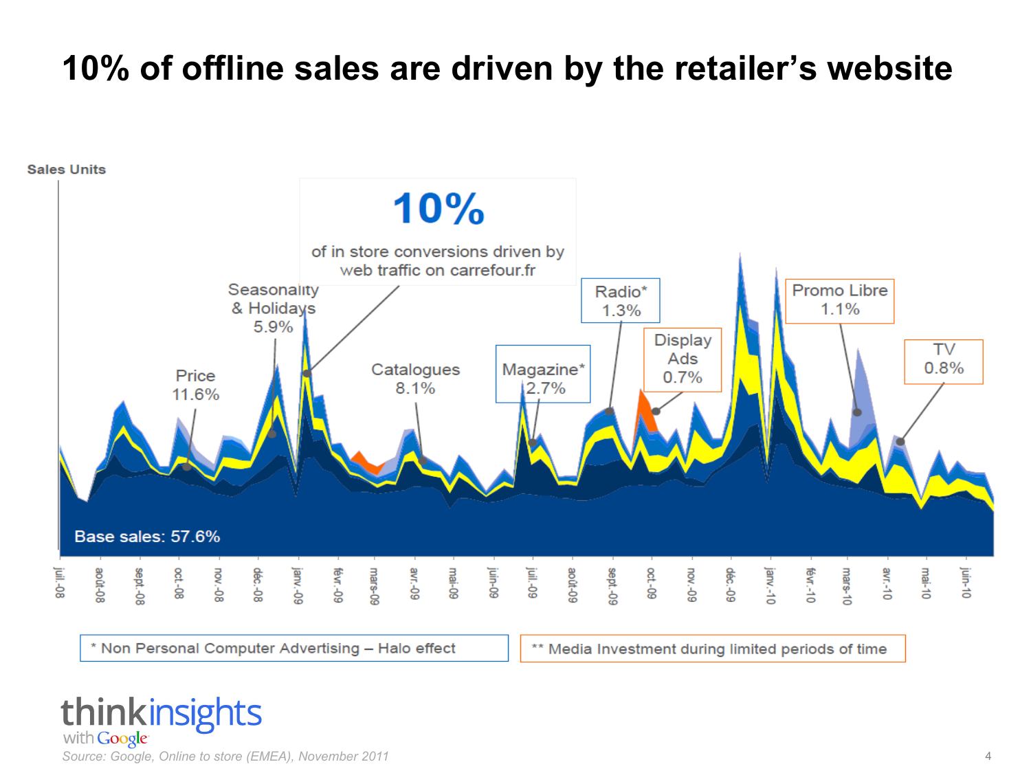# 10% of offline sales are driven by the retailer's website

Sales Units

**10%**

of in store conversions driven by web traffic on carrefour.fr

Seasonality & Holidays 5.9%

Price 11.6%

Catalogues 8.1%

Magazine* 2.7%

Radio* 1.3%

Display Ads 0.7%

Promo Libre 1.1%

TV 0.8%

Base sales: 57.6%

juil.-08, août-08, sept.-08, oct.-08, nov.-08, déc.-08, janv.-09, févr.-09, mars-09, avr.-09, mai-09, juin-09, juil.-09, août-09, sept.-09, oct.-09, nov.-09, déc.-09, janv.-10, févr.-10, mars-10, avr.-10, mai-10, juin-10

\* Non Personal Computer Advertising – Halo effect

\*\* Media Investment during limited periods of time

thinkinsights with Google

*Source: Google, Online to store (EMEA), November 2011*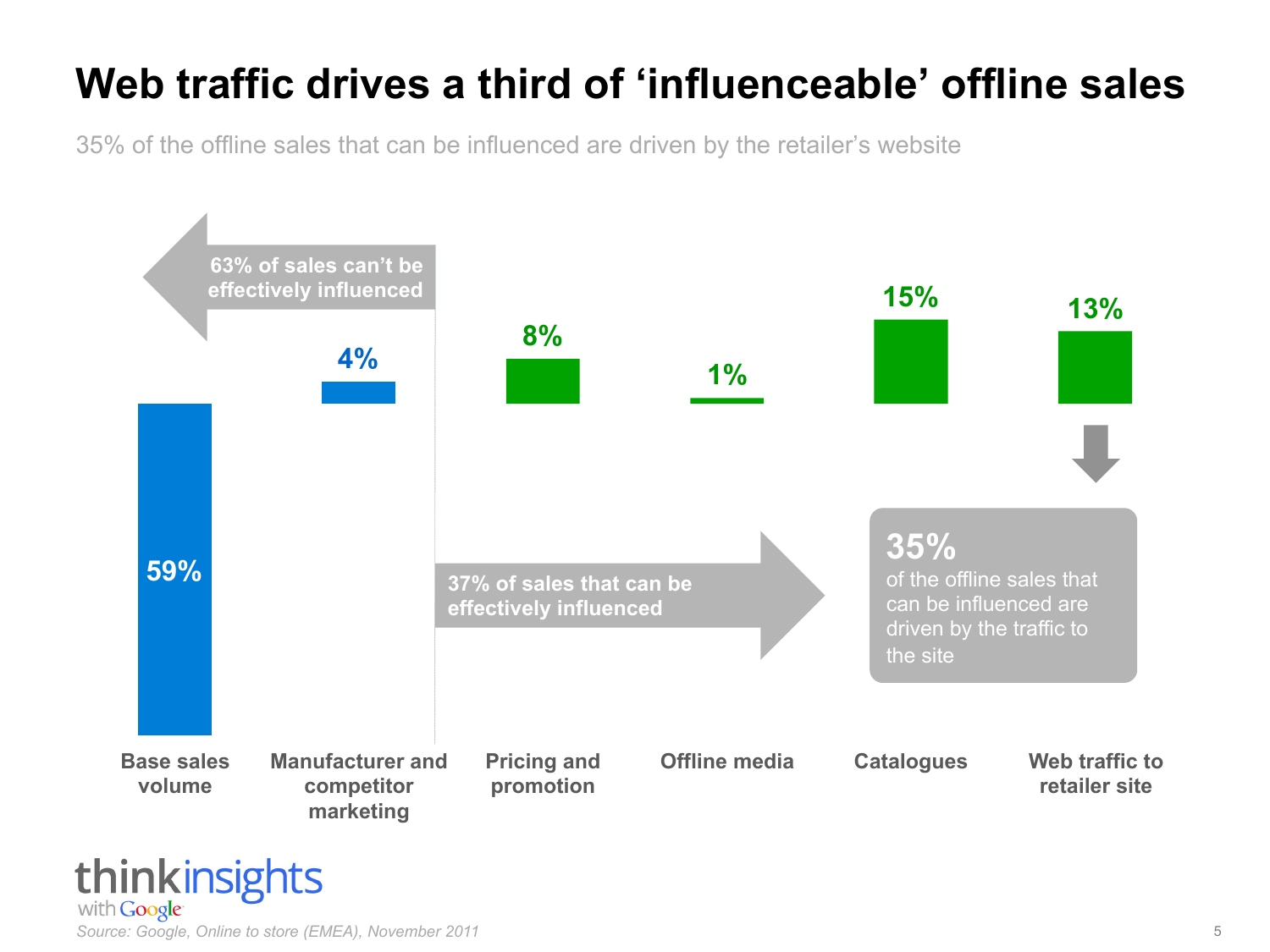# Web traffic drives a third of 'influenceable' offline sales

35% of the offline sales that can be influenced are driven by the retailer's website

**63% of sales can't be effectively influenced**

| Base sales volume | Manufacturer and competitor marketing | Pricing and promotion | Offline media | Catalogues | Web traffic to retailer site |
|---|---|---|---|---|---|
| 59% | 4% | 8% | 1% | 15% | 13% |

**37% of sales that can be effectively influenced**

**35%** of the offline sales that can be influenced are driven by the traffic to the site

thinkinsights with Google

*Source: Google, Online to store (EMEA), November 2011*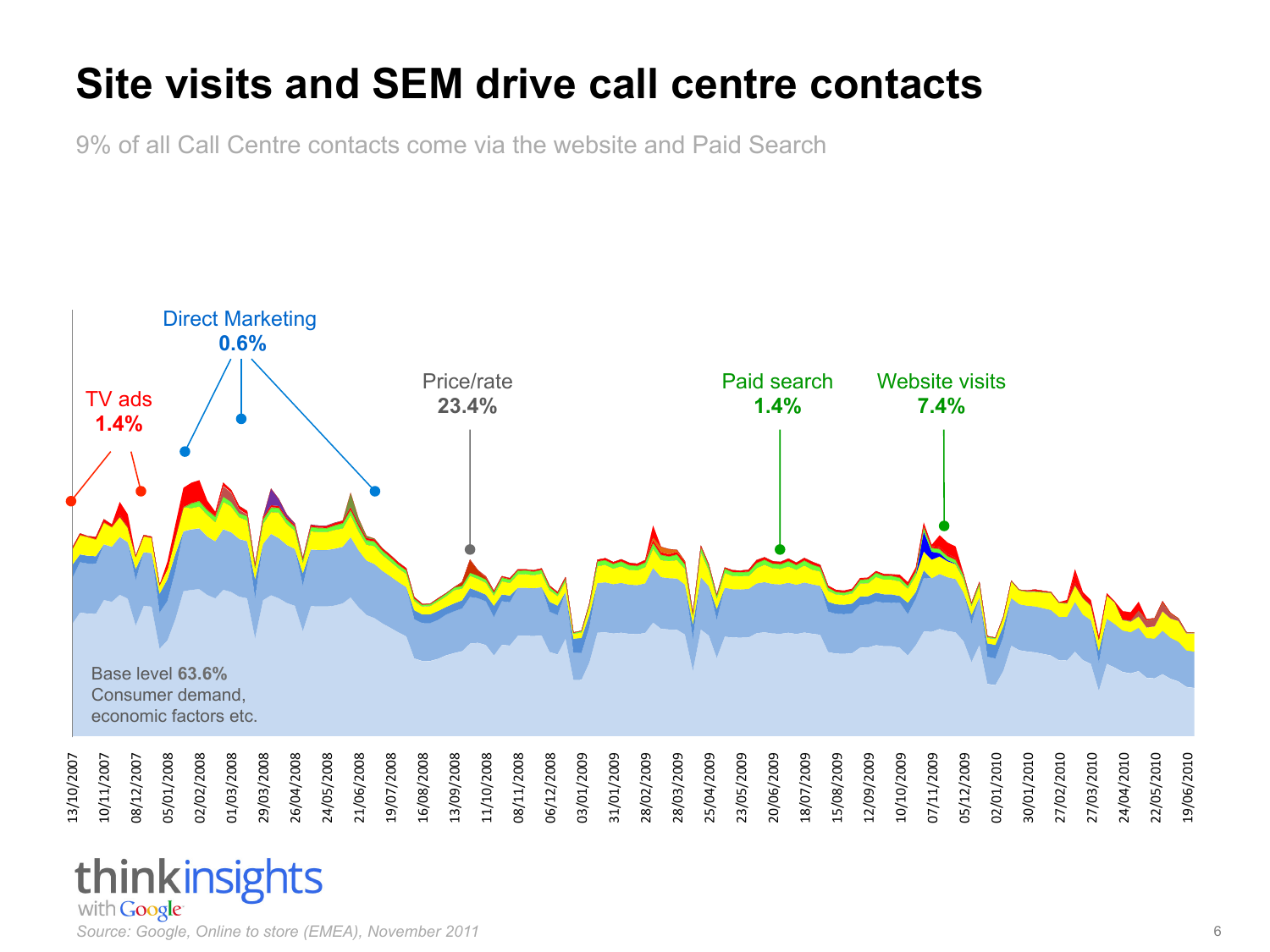# Site visits and SEM drive call centre contacts

9% of all Call Centre contacts come via the website and Paid Search

TV ads **1.4%**

Direct Marketing **0.6%**

Price/rate **23.4%**

Paid search **1.4%**

Website visits **7.4%**

Base level **63.6%**
Consumer demand, economic factors etc.

13/10/2007, 10/11/2007, 08/12/2007, 05/01/2008, 02/02/2008, 01/03/2008, 29/03/2008, 26/04/2008, 24/05/2008, 21/06/2008, 19/07/2008, 16/08/2008, 13/09/2008, 11/10/2008, 08/11/2008, 06/12/2008, 03/01/2009, 31/01/2009, 28/02/2009, 28/03/2009, 25/04/2009, 23/05/2009, 20/06/2009, 18/07/2009, 15/08/2009, 12/09/2009, 10/10/2009, 07/11/2009, 05/12/2009, 02/01/2010, 30/01/2010, 27/02/2010, 27/03/2010, 24/04/2010, 22/05/2010, 19/06/2010

thinkinsights with Google

*Source: Google, Online to store (EMEA), November 2011*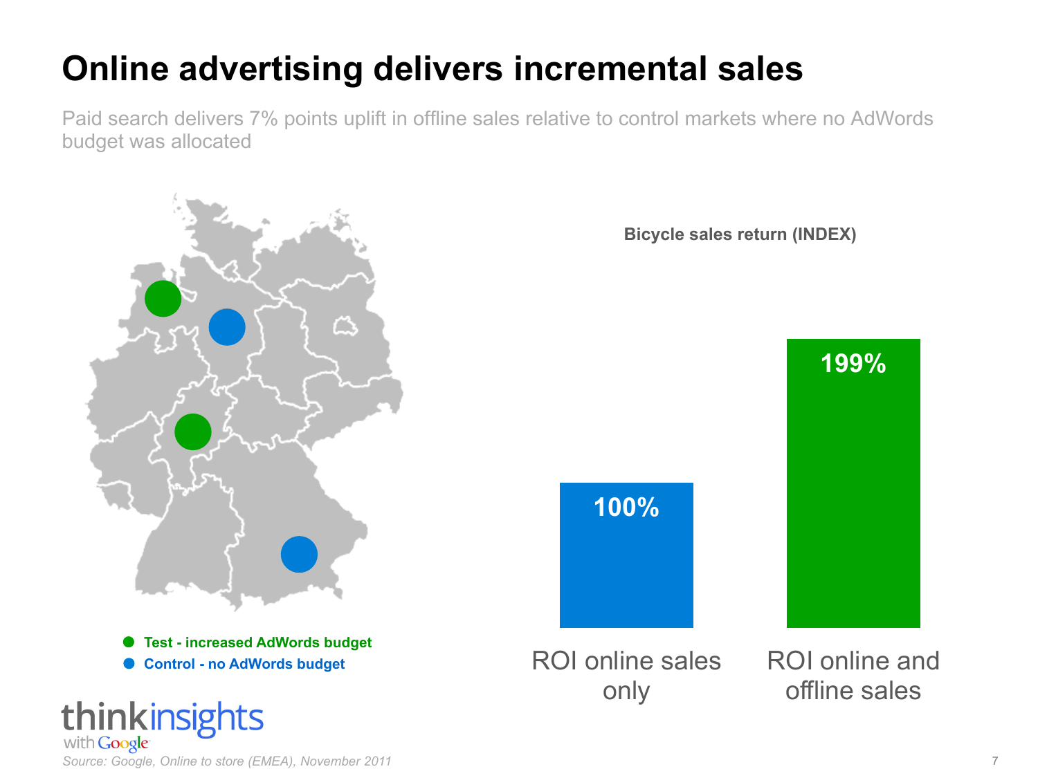# Online advertising delivers incremental sales

Paid search delivers 7% points uplift in offline sales relative to control markets where no AdWords budget was allocated

- Test - increased AdWords budget
- Control - no AdWords budget

**Bicycle sales return (INDEX)**

| | ROI online sales only | ROI online and offline sales |
|---|---|---|
| Bicycle sales return (INDEX) | 100% | 199% |

*Source: Google, Online to store (EMEA), November 2011*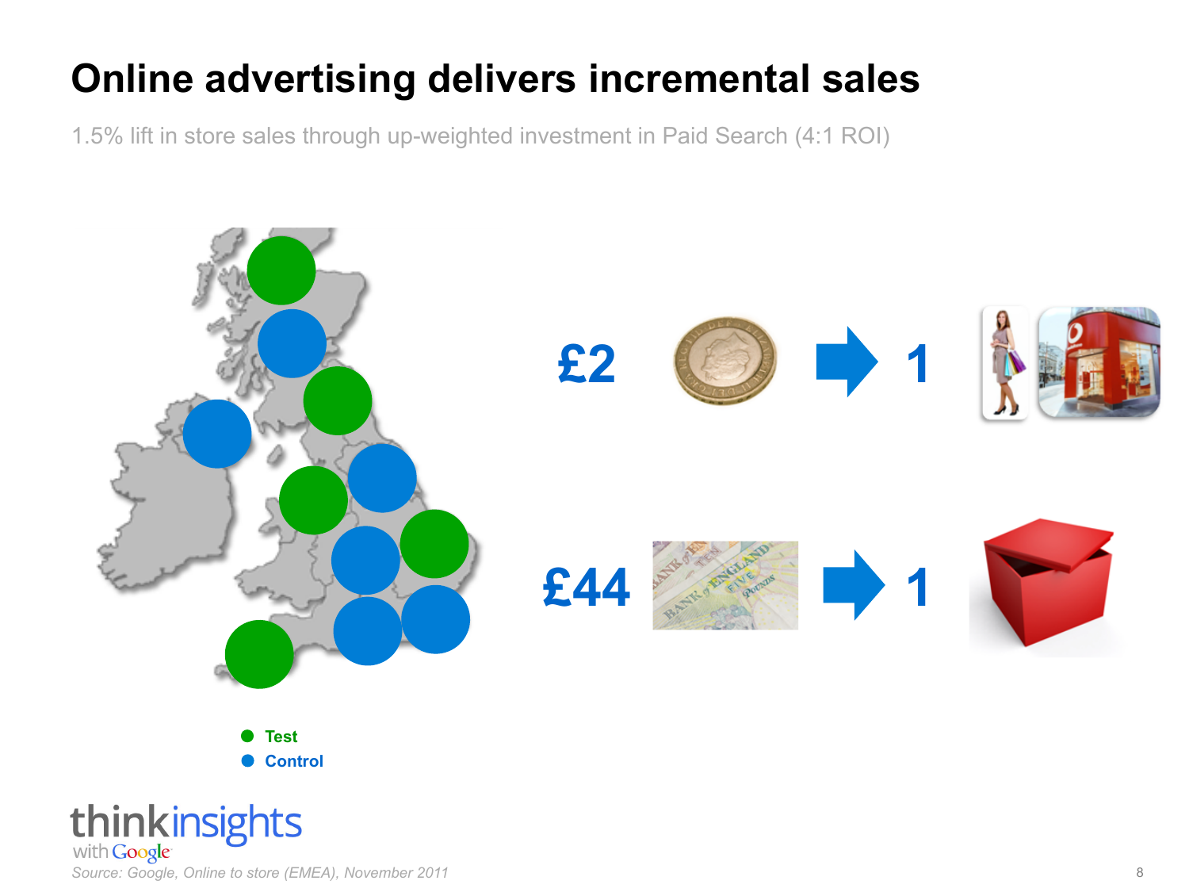# Online advertising delivers incremental sales

1.5% lift in store sales through up-weighted investment in Paid Search (4:1 ROI)

£2 → 1

£44 → 1

- Test
- Control

thinkinsights with Google

*Source: Google, Online to store (EMEA), November 2011*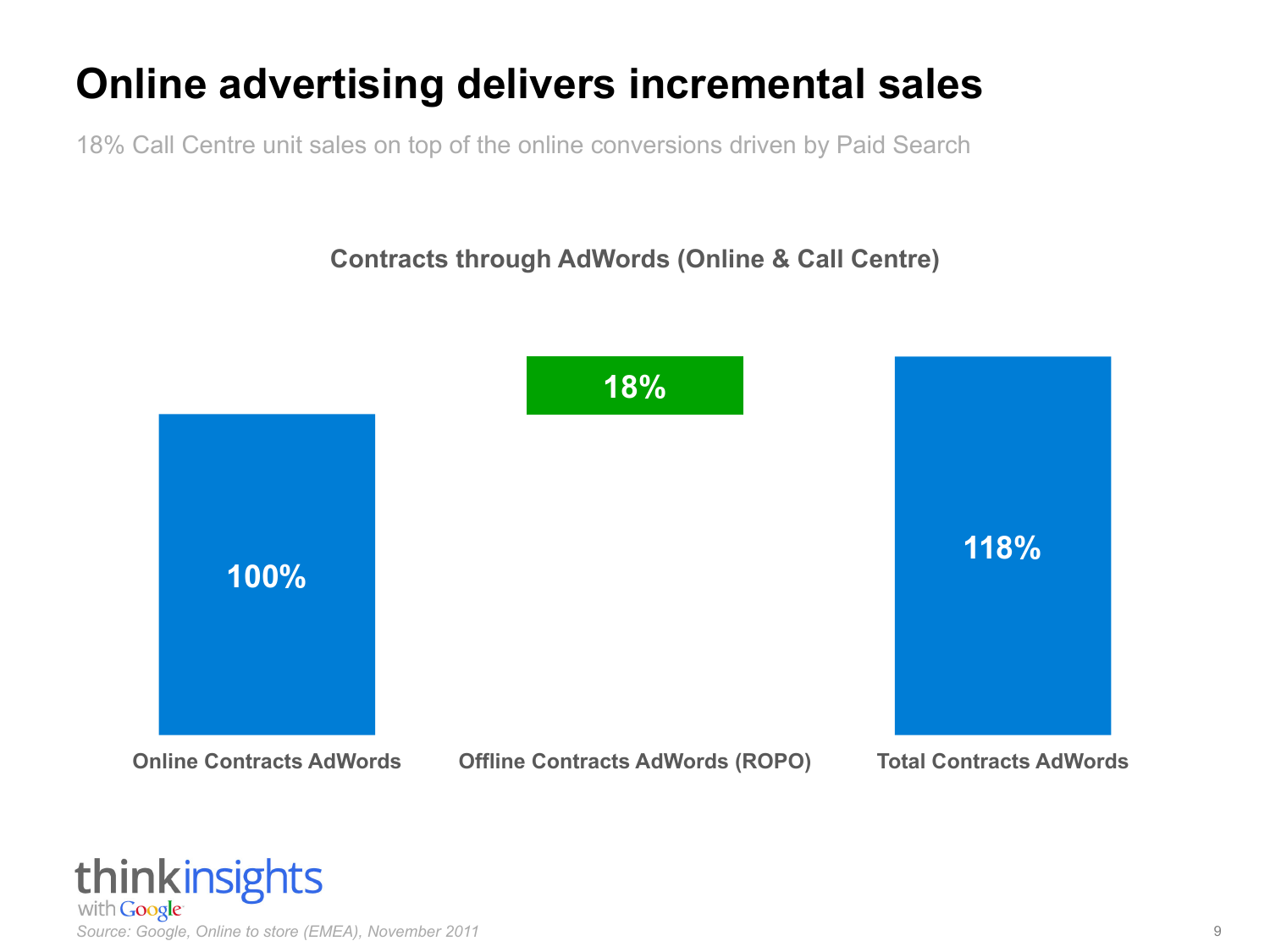# Online advertising delivers incremental sales

18% Call Centre unit sales on top of the online conversions driven by Paid Search

**Contracts through AdWords (Online & Call Centre)**

| Online Contracts AdWords | Offline Contracts AdWords (ROPO) | Total Contracts AdWords |
| --- | --- | --- |
| 100% | 18% | 118% |

thinkinsights with Google

*Source: Google, Online to store (EMEA), November 2011*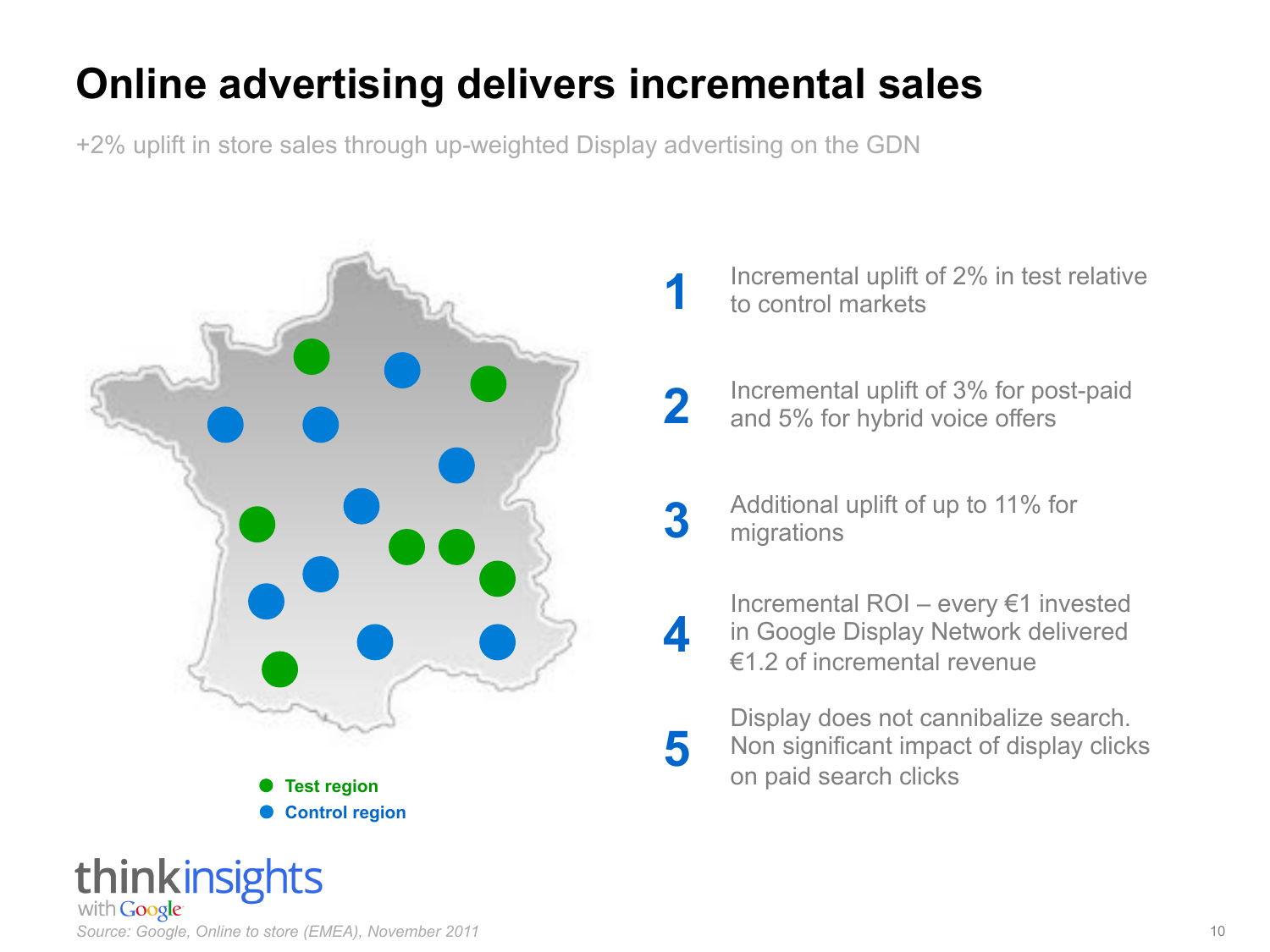# Online advertising delivers incremental sales

+2% uplift in store sales through up-weighted Display advertising on the GDN

- Test region
- Control region

1. Incremental uplift of 2% in test relative to control markets
2. Incremental uplift of 3% for post-paid and 5% for hybrid voice offers
3. Additional uplift of up to 11% for migrations
4. Incremental ROI – every €1 invested in Google Display Network delivered €1.2 of incremental revenue
5. Display does not cannibalize search. Non significant impact of display clicks on paid search clicks

thinkinsights with Google

*Source: Google, Online to store (EMEA), November 2011*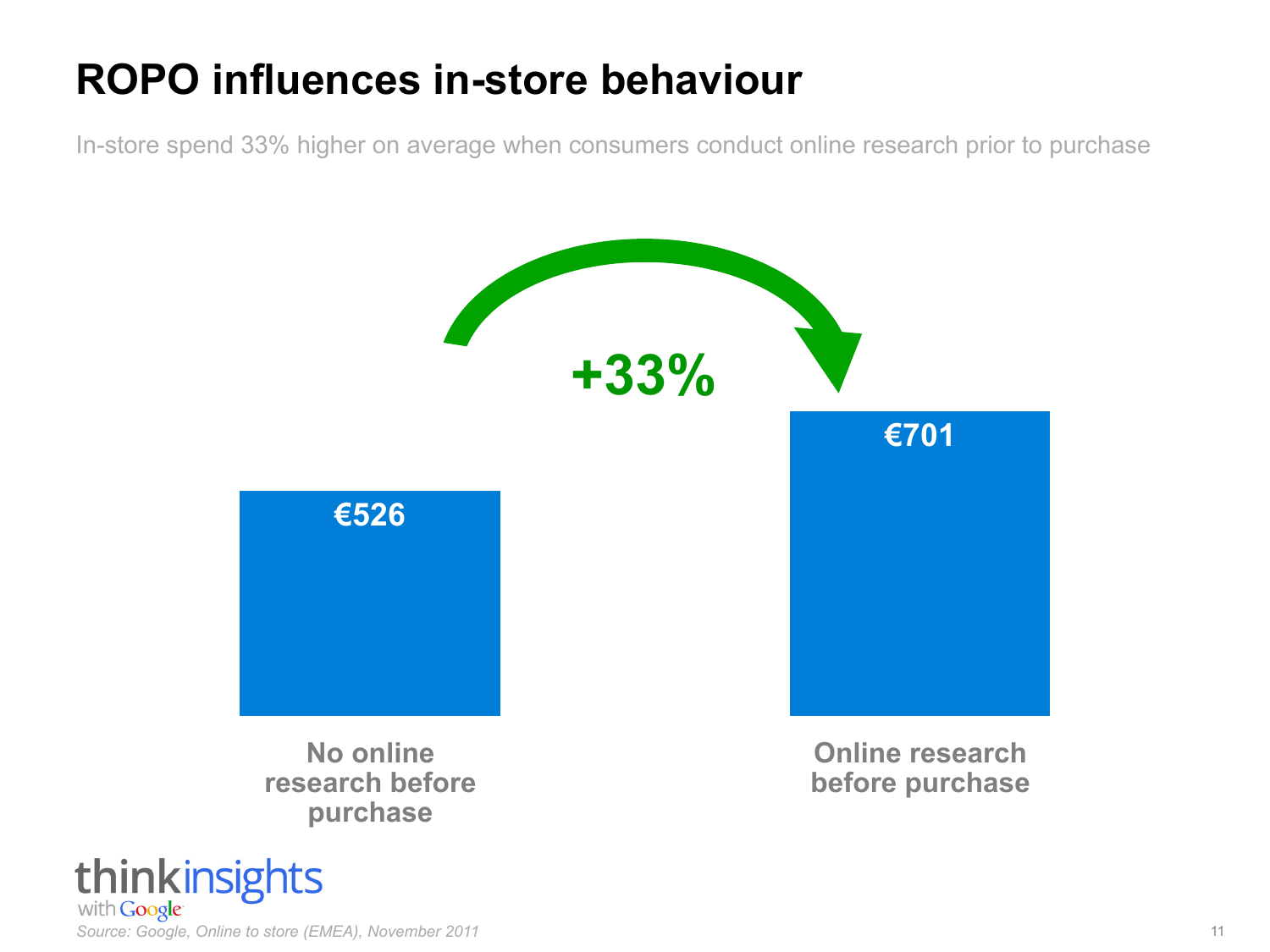# ROPO influences in-store behaviour

In-store spend 33% higher on average when consumers conduct online research prior to purchase

+33%

| No online research before purchase | Online research before purchase |
| --- | --- |
| €526 | €701 |

thinkinsights with Google

*Source: Google, Online to store (EMEA), November 2011*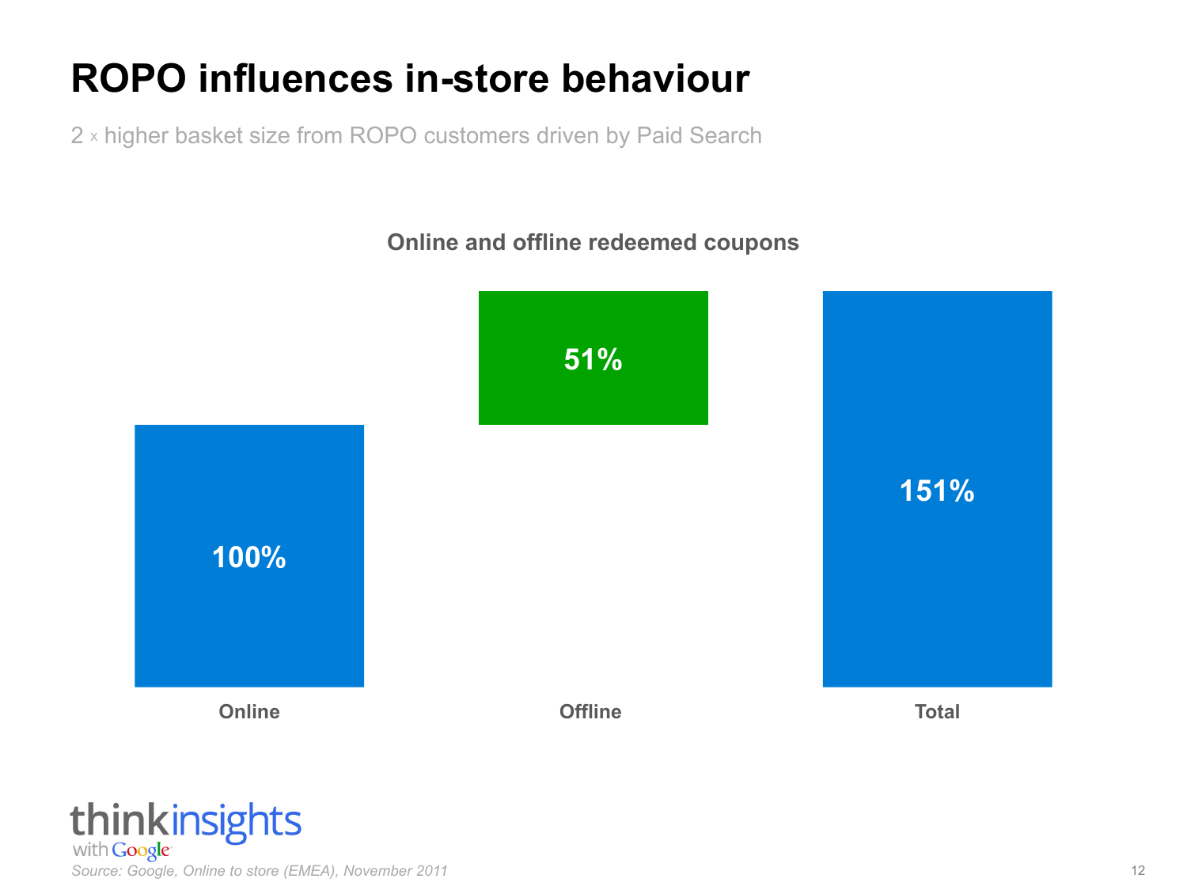# ROPO influences in-store behaviour

2 x higher basket size from ROPO customers driven by Paid Search

**Online and offline redeemed coupons**

| Online | Offline | Total |
|---|---|---|
| 100% | 51% | 151% |

thinkinsights with Google

*Source: Google, Online to store (EMEA), November 2011*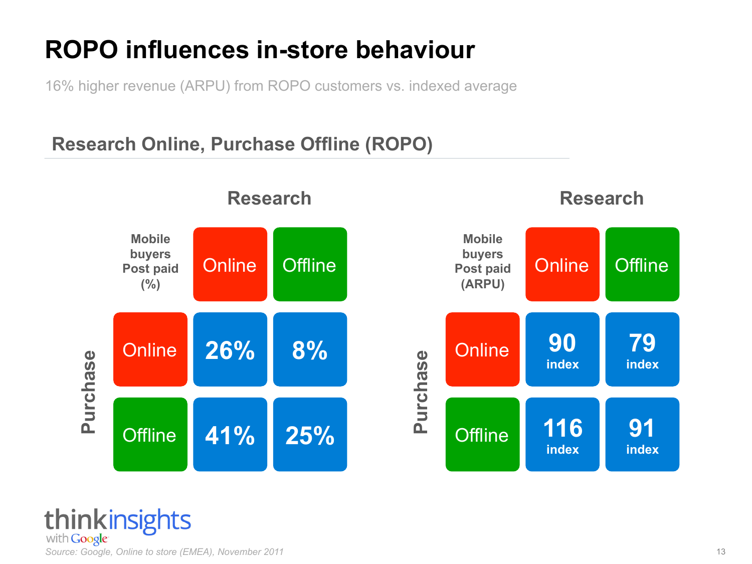# ROPO influences in-store behaviour

16% higher revenue (ARPU) from ROPO customers vs. indexed average

## Research Online, Purchase Offline (ROPO)

| Mobile buyers Post paid (%) | Research: Online | Research: Offline |
| --- | --- | --- |
| Purchase: Online | 26% | 8% |
| Purchase: Offline | 41% | 25% |

| Mobile buyers Post paid (ARPU) | Research: Online | Research: Offline |
| --- | --- | --- |
| Purchase: Online | 90 index | 79 index |
| Purchase: Offline | 116 index | 91 index |

thinkinsights with Google

*Source: Google, Online to store (EMEA), November 2011*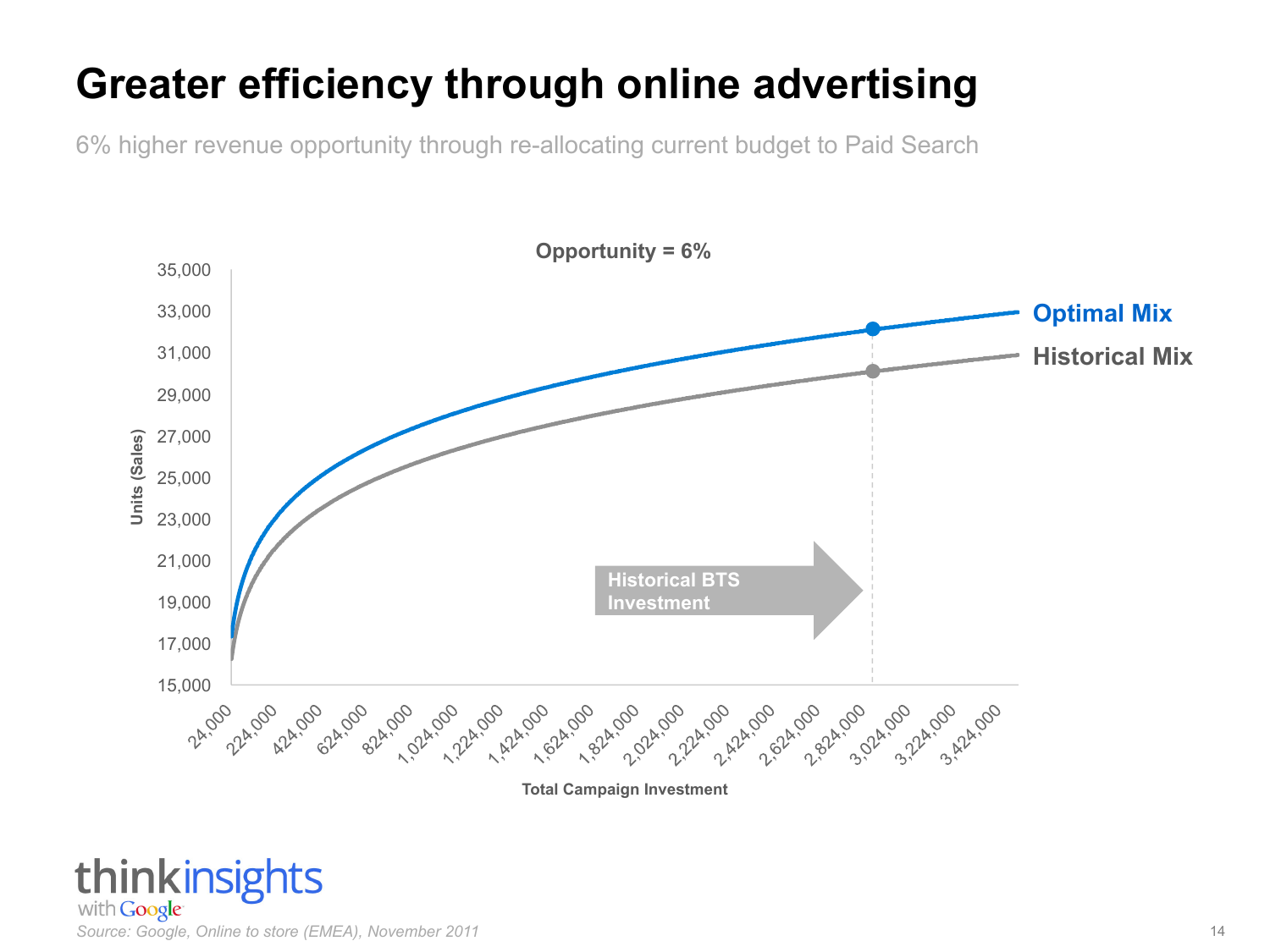# Greater efficiency through online advertising

6% higher revenue opportunity through re-allocating current budget to Paid Search

**Opportunity = 6%**

Units (Sales): 15,000; 17,000; 19,000; 21,000; 23,000; 25,000; 27,000; 29,000; 31,000; 33,000; 35,000

Total Campaign Investment: 24,000; 224,000; 424,000; 624,000; 824,000; 1,024,000; 1,224,000; 1,424,000; 1,624,000; 1,824,000; 2,024,000; 2,224,000; 2,424,000; 2,624,000; 2,824,000; 3,024,000; 3,224,000; 3,424,000

**Optimal Mix**

**Historical Mix**

**Historical BTS Investment**

*Source: Google, Online to store (EMEA), November 2011*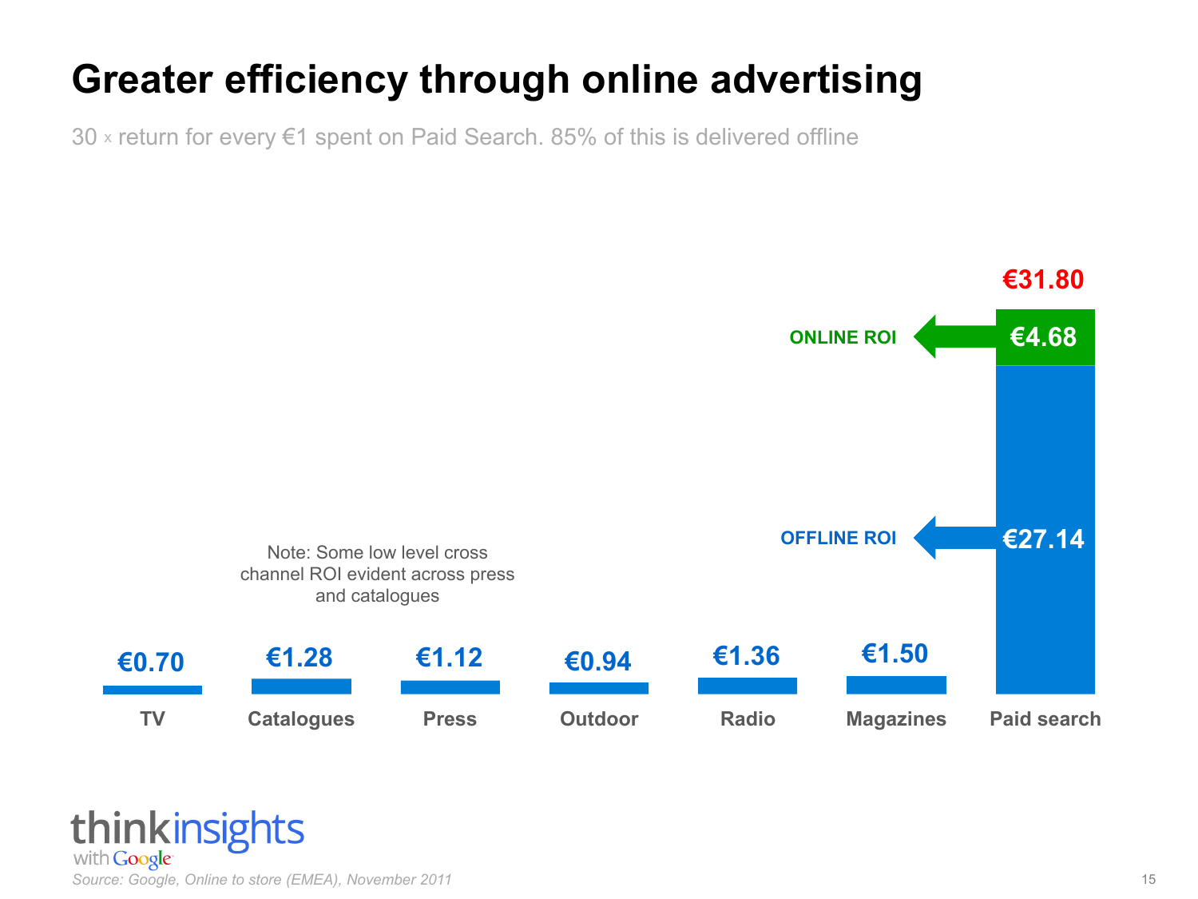# Greater efficiency through online advertising

30 x return for every €1 spent on Paid Search. 85% of this is delivered offline

| Channel | ROI |
| --- | --- |
| TV | €0.70 |
| Catalogues | €1.28 |
| Press | €1.12 |
| Outdoor | €0.94 |
| Radio | €1.36 |
| Magazines | €1.50 |
| Paid search | €31.80 (ONLINE ROI €4.68; OFFLINE ROI €27.14) |

Note: Some low level cross channel ROI evident across press and catalogues

thinkinsights with Google

*Source: Google, Online to store (EMEA), November 2011*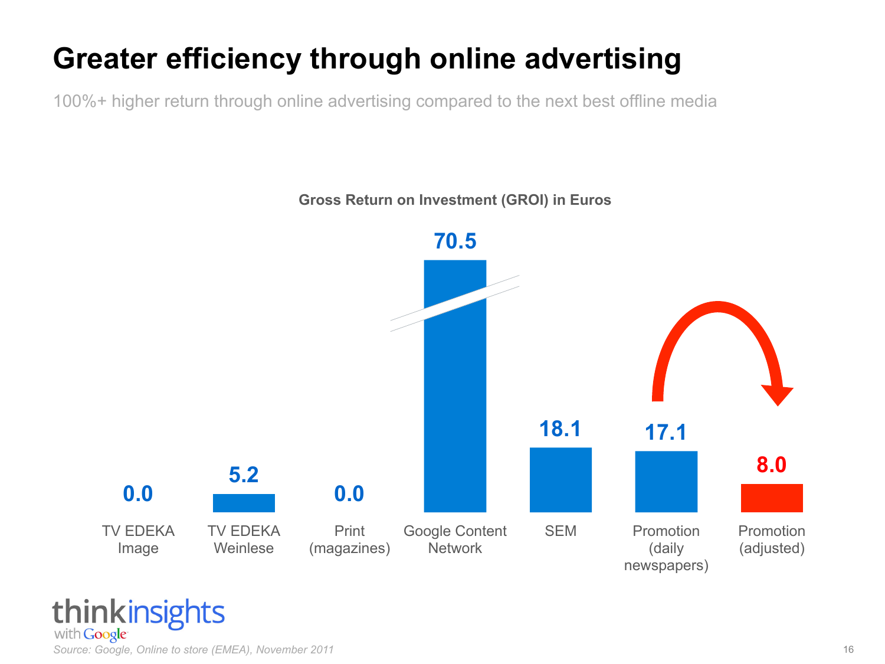# Greater efficiency through online advertising

100%+ higher return through online advertising compared to the next best offline media

**Gross Return on Investment (GROI) in Euros**

| | GROI |
|---|---|
| TV EDEKA Image | 0.0 |
| TV EDEKA Weinlese | 5.2 |
| Print (magazines) | 0.0 |
| Google Content Network | 70.5 |
| SEM | 18.1 |
| Promotion (daily newspapers) | 17.1 |
| Promotion (adjusted) | 8.0 |

*Source: Google, Online to store (EMEA), November 2011*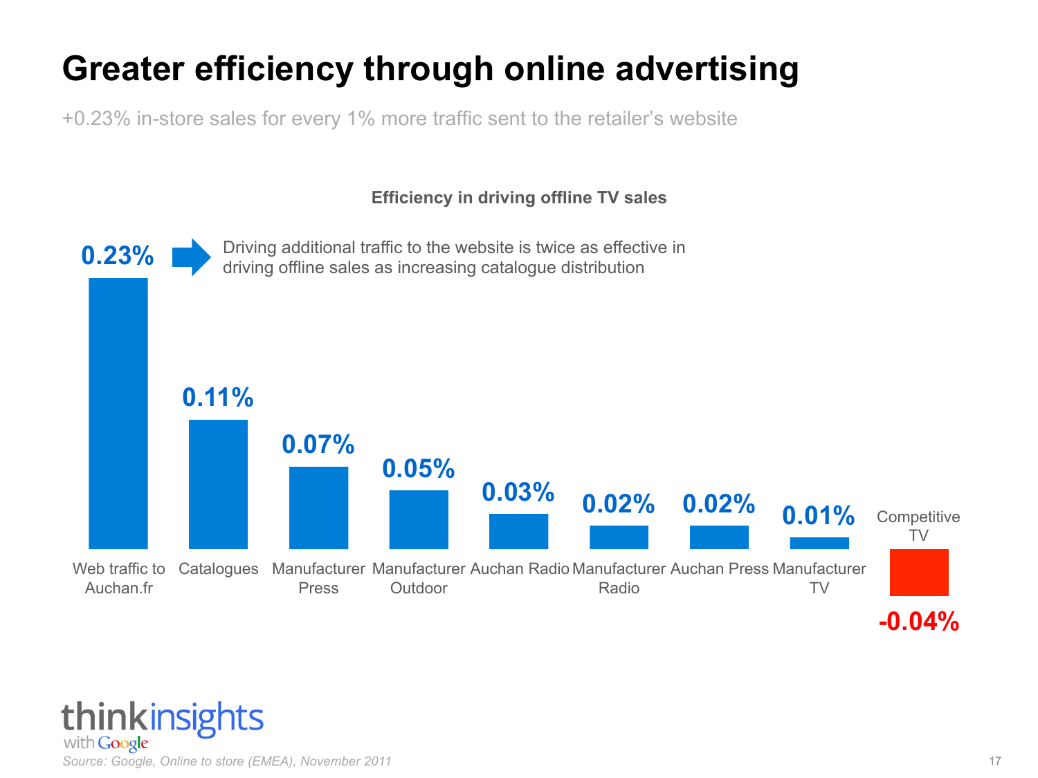# Greater efficiency through online advertising

+0.23% in-store sales for every 1% more traffic sent to the retailer's website

**Efficiency in driving offline TV sales**

Driving additional traffic to the website is twice as effective in driving offline sales as increasing catalogue distribution

| Channel | Efficiency |
| --- | --- |
| Web traffic to Auchan.fr | 0.23% |
| Catalogues | 0.11% |
| Manufacturer Press | 0.07% |
| Manufacturer Outdoor | 0.05% |
| Auchan Radio | 0.03% |
| Manufacturer Radio | 0.02% |
| Auchan Press | 0.02% |
| Manufacturer TV | 0.01% |
| Competitive TV | -0.04% |

*Source: Google, Online to store (EMEA), November 2011*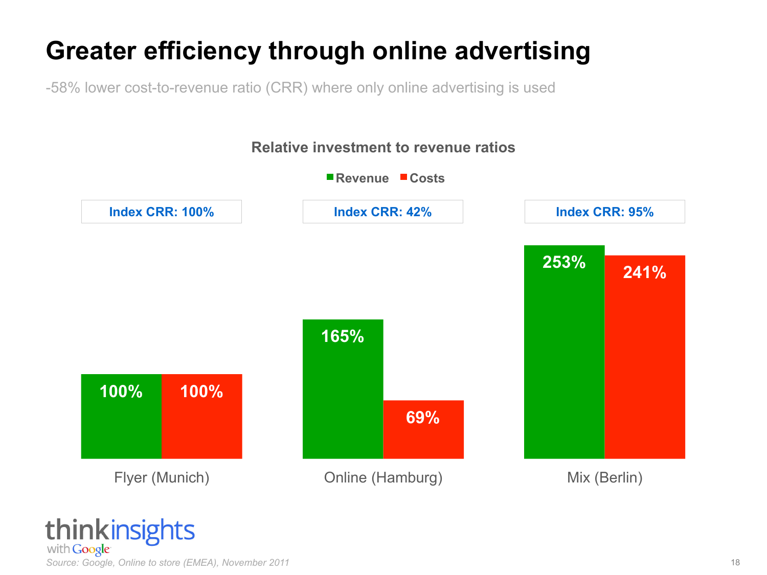# Greater efficiency through online advertising

-58% lower cost-to-revenue ratio (CRR) where only online advertising is used

**Relative investment to revenue ratios**

| | Flyer (Munich) | Online (Hamburg) | Mix (Berlin) |
|---|---|---|---|
| Index CRR | 100% | 42% | 95% |
| Revenue | 100% | 165% | 253% |
| Costs | 100% | 69% | 241% |

thinkinsights with Google

*Source: Google, Online to store (EMEA), November 2011*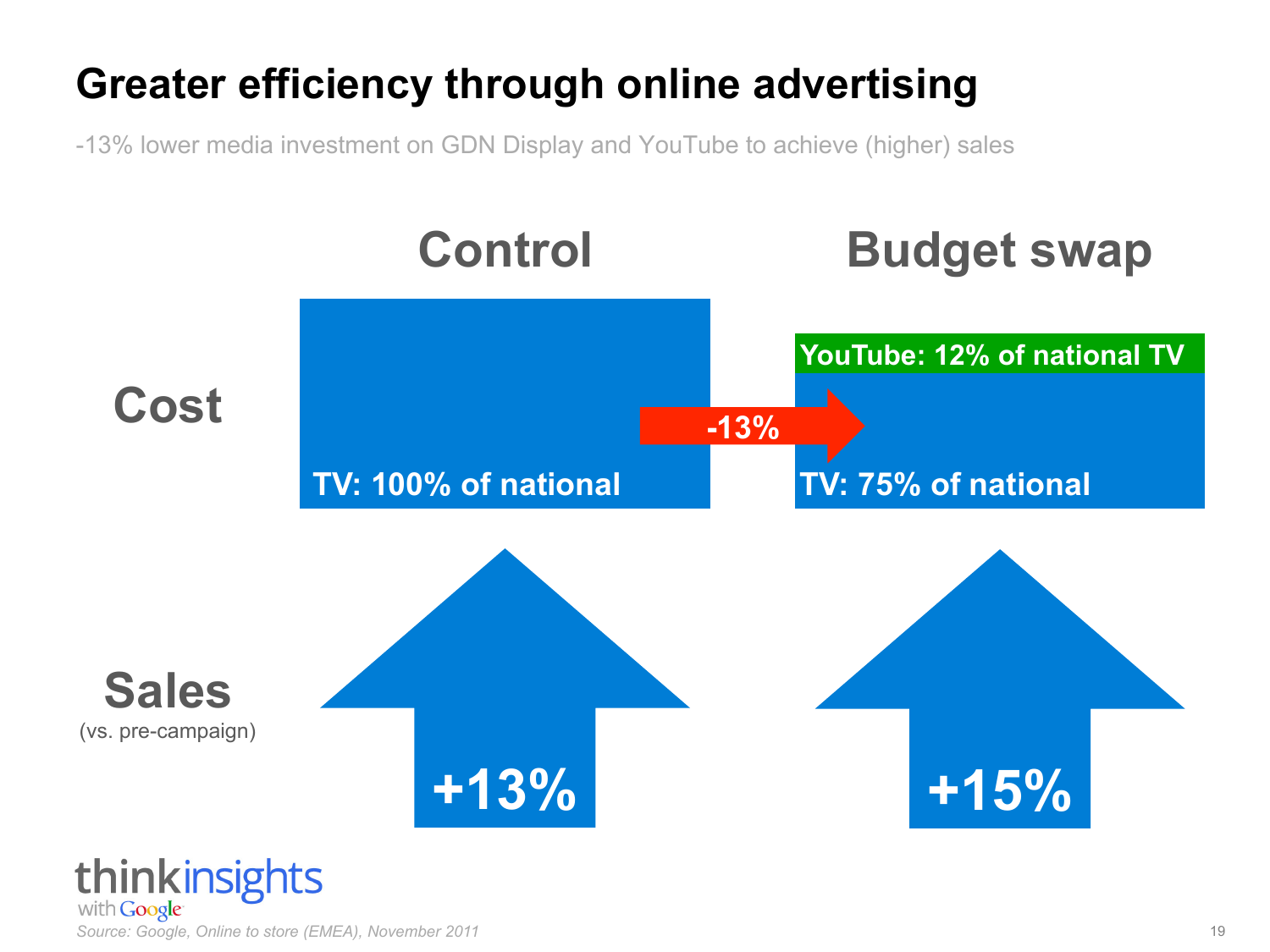# Greater efficiency through online advertising

-13% lower media investment on GDN Display and YouTube to achieve (higher) sales

Control

Budget swap

Cost

TV: 100% of national

-13%

YouTube: 12% of national TV

TV: 75% of national

Sales
(vs. pre-campaign)

+13%

+15%

thinkinsights with Google

*Source: Google, Online to store (EMEA), November 2011*